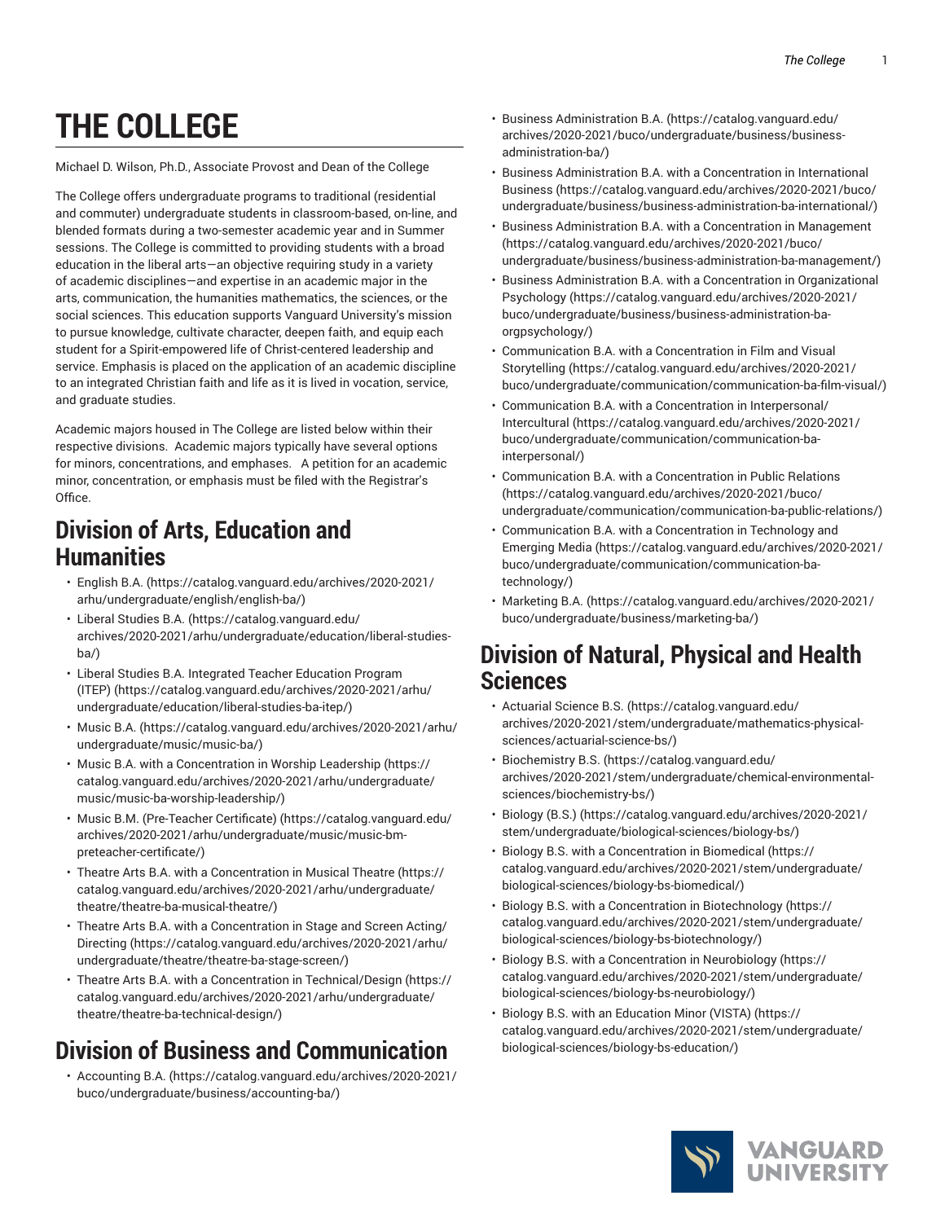# THE COLLEGE

Michael D. Wilson, Ph.D., Associate Provost and Dean of the College

The College offers undergraduate programs to traditional (residential and commuter) undergraduate students in classroom-based, on-line, and blended formats during a two-semester academic year and in Summer sessions. The College is committed to providing students with a broad education in the liberal arts—an objective requiring study in a variety of academic disciplines—and expertise in an academic major in the arts, communication, the humanities mathematics, the sciences, or the social sciences. This education supports Vanguard University's mission to pursue knowledge, cultivate character, deepen faith, and equip each student for a Spirit-empowered life of Christ-centered leadership and service. Emphasis is placed on the application of an academic discipline to an integrated Christian faith and life as it is lived in vocation, service, and graduate studies.

Academic majors housed in The College are listed below within their respective divisions. Academic majors typically have several options for minors, concentrations, and emphases. A petition for an academic minor, concentration, or emphasis must be filed with the Registrar's Office.

## Division of Arts, Education and Humanities

- English B.A. (https://catalog.vanguard.edu/archives/2020-2021/arhu/undergraduate/english/english-ba/)
- Liberal Studies B.A. (https://catalog.vanguard.edu/archives/2020-2021/arhu/undergraduate/education/liberal-studies-ba/)
- Liberal Studies B.A. Integrated Teacher Education Program (ITEP) (https://catalog.vanguard.edu/archives/2020-2021/arhu/undergraduate/education/liberal-studies-ba-itep/)
- Music B.A. (https://catalog.vanguard.edu/archives/2020-2021/arhu/undergraduate/music/music-ba/)
- Music B.A. with a Concentration in Worship Leadership (https://catalog.vanguard.edu/archives/2020-2021/arhu/undergraduate/music/music-ba-worship-leadership/)
- Music B.M. (Pre-Teacher Certificate) (https://catalog.vanguard.edu/archives/2020-2021/arhu/undergraduate/music/music-bm-preteacher-certificate/)
- Theatre Arts B.A. with a Concentration in Musical Theatre (https://catalog.vanguard.edu/archives/2020-2021/arhu/undergraduate/theatre/theatre-ba-musical-theatre/)
- Theatre Arts B.A. with a Concentration in Stage and Screen Acting/Directing (https://catalog.vanguard.edu/archives/2020-2021/arhu/undergraduate/theatre/theatre-ba-stage-screen/)
- Theatre Arts B.A. with a Concentration in Technical/Design (https://catalog.vanguard.edu/archives/2020-2021/arhu/undergraduate/theatre/theatre-ba-technical-design/)

## Division of Business and Communication

- Accounting B.A. (https://catalog.vanguard.edu/archives/2020-2021/buco/undergraduate/business/accounting-ba/)
- Business Administration B.A. (https://catalog.vanguard.edu/archives/2020-2021/buco/undergraduate/business/business-administration-ba/)
- Business Administration B.A. with a Concentration in International Business (https://catalog.vanguard.edu/archives/2020-2021/buco/undergraduate/business/business-administration-ba-international/)
- Business Administration B.A. with a Concentration in Management (https://catalog.vanguard.edu/archives/2020-2021/buco/undergraduate/business/business-administration-ba-management/)
- Business Administration B.A. with a Concentration in Organizational Psychology (https://catalog.vanguard.edu/archives/2020-2021/buco/undergraduate/business/business-administration-ba-orgpsychology/)
- Communication B.A. with a Concentration in Film and Visual Storytelling (https://catalog.vanguard.edu/archives/2020-2021/buco/undergraduate/communication/communication-ba-film-visual/)
- Communication B.A. with a Concentration in Interpersonal/Intercultural (https://catalog.vanguard.edu/archives/2020-2021/buco/undergraduate/communication/communication-ba-interpersonal/)
- Communication B.A. with a Concentration in Public Relations (https://catalog.vanguard.edu/archives/2020-2021/buco/undergraduate/communication/communication-ba-public-relations/)
- Communication B.A. with a Concentration in Technology and Emerging Media (https://catalog.vanguard.edu/archives/2020-2021/buco/undergraduate/communication/communication-ba-technology/)
- Marketing B.A. (https://catalog.vanguard.edu/archives/2020-2021/buco/undergraduate/business/marketing-ba/)

## Division of Natural, Physical and Health Sciences

- Actuarial Science B.S. (https://catalog.vanguard.edu/archives/2020-2021/stem/undergraduate/mathematics-physical-sciences/actuarial-science-bs/)
- Biochemistry B.S. (https://catalog.vanguard.edu/archives/2020-2021/stem/undergraduate/chemical-environmental-sciences/biochemistry-bs/)
- Biology (B.S.) (https://catalog.vanguard.edu/archives/2020-2021/stem/undergraduate/biological-sciences/biology-bs/)
- Biology B.S. with a Concentration in Biomedical (https://catalog.vanguard.edu/archives/2020-2021/stem/undergraduate/biological-sciences/biology-bs-biomedical/)
- Biology B.S. with a Concentration in Biotechnology (https://catalog.vanguard.edu/archives/2020-2021/stem/undergraduate/biological-sciences/biology-bs-biotechnology/)
- Biology B.S. with a Concentration in Neurobiology (https://catalog.vanguard.edu/archives/2020-2021/stem/undergraduate/biological-sciences/biology-bs-neurobiology/)
- Biology B.S. with an Education Minor (VISTA) (https://catalog.vanguard.edu/archives/2020-2021/stem/undergraduate/biological-sciences/biology-bs-education/)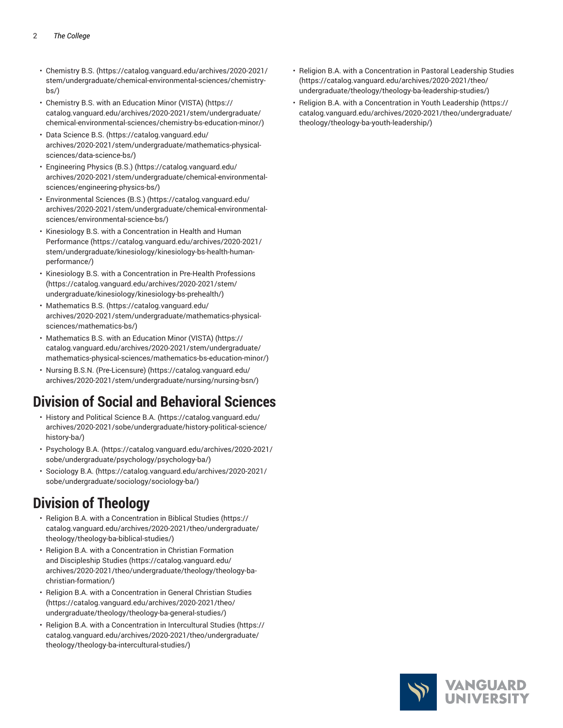- Chemistry B.S. (https://catalog.vanguard.edu/archives/2020-2021/stem/undergraduate/chemical-environmental-sciences/chemistry-bs/)
- Chemistry B.S. with an Education Minor (VISTA) (https://catalog.vanguard.edu/archives/2020-2021/stem/undergraduate/chemical-environmental-sciences/chemistry-bs-education-minor/)
- Data Science B.S. (https://catalog.vanguard.edu/archives/2020-2021/stem/undergraduate/mathematics-physical-sciences/data-science-bs/)
- Engineering Physics (B.S.) (https://catalog.vanguard.edu/archives/2020-2021/stem/undergraduate/chemical-environmental-sciences/engineering-physics-bs/)
- Environmental Sciences (B.S.) (https://catalog.vanguard.edu/archives/2020-2021/stem/undergraduate/chemical-environmental-sciences/environmental-science-bs/)
- Kinesiology B.S. with a Concentration in Health and Human Performance (https://catalog.vanguard.edu/archives/2020-2021/stem/undergraduate/kinesiology/kinesiology-bs-health-human-performance/)
- Kinesiology B.S. with a Concentration in Pre-Health Professions (https://catalog.vanguard.edu/archives/2020-2021/stem/undergraduate/kinesiology/kinesiology-bs-prehealth/)
- Mathematics B.S. (https://catalog.vanguard.edu/archives/2020-2021/stem/undergraduate/mathematics-physical-sciences/mathematics-bs/)
- Mathematics B.S. with an Education Minor (VISTA) (https://catalog.vanguard.edu/archives/2020-2021/stem/undergraduate/mathematics-physical-sciences/mathematics-bs-education-minor/)
- Nursing B.S.N. (Pre-Licensure) (https://catalog.vanguard.edu/archives/2020-2021/stem/undergraduate/nursing/nursing-bsn/)

## Division of Social and Behavioral Sciences

- History and Political Science B.A. (https://catalog.vanguard.edu/archives/2020-2021/sobe/undergraduate/history-political-science/history-ba/)
- Psychology B.A. (https://catalog.vanguard.edu/archives/2020-2021/sobe/undergraduate/psychology/psychology-ba/)
- Sociology B.A. (https://catalog.vanguard.edu/archives/2020-2021/sobe/undergraduate/sociology/sociology-ba/)

## Division of Theology

- Religion B.A. with a Concentration in Biblical Studies (https://catalog.vanguard.edu/archives/2020-2021/theo/undergraduate/theology/theology-ba-biblical-studies/)
- Religion B.A. with a Concentration in Christian Formation and Discipleship Studies (https://catalog.vanguard.edu/archives/2020-2021/theo/undergraduate/theology/theology-ba-christian-formation/)
- Religion B.A. with a Concentration in General Christian Studies (https://catalog.vanguard.edu/archives/2020-2021/theo/undergraduate/theology/theology-ba-general-studies/)
- Religion B.A. with a Concentration in Intercultural Studies (https://catalog.vanguard.edu/archives/2020-2021/theo/undergraduate/theology/theology-ba-intercultural-studies/)
- Religion B.A. with a Concentration in Pastoral Leadership Studies (https://catalog.vanguard.edu/archives/2020-2021/theo/undergraduate/theology/theology-ba-leadership-studies/)
- Religion B.A. with a Concentration in Youth Leadership (https://catalog.vanguard.edu/archives/2020-2021/theo/undergraduate/theology/theology-ba-youth-leadership/)